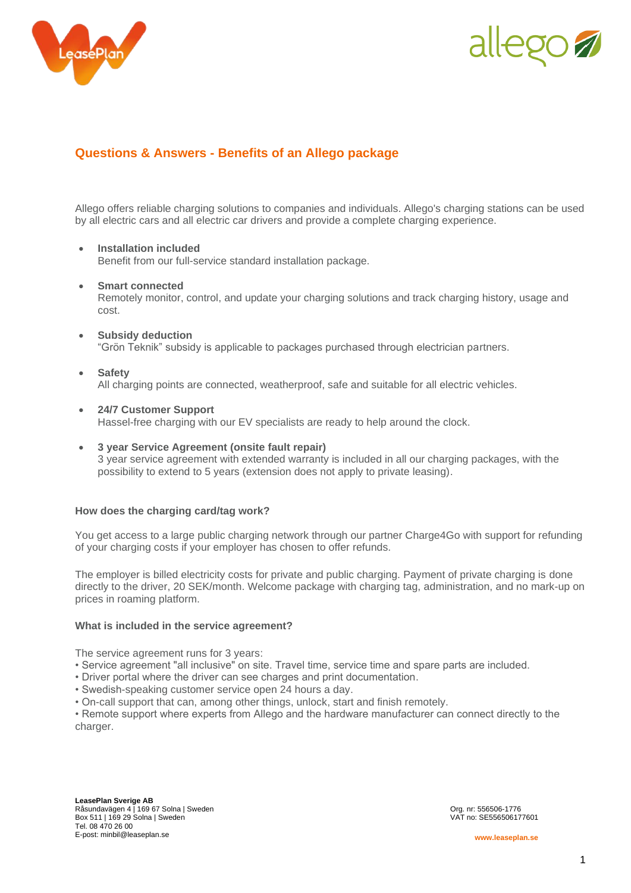## Questions & Answers - Benefits of an Allego package

Allego offers reliable charging solutions to companies and individuals. Allego's charging stations can be used by all electric cars and all electric car drivers and provide a complete charging experience.

- **Installation included**
  Benefit from our full-service standard installation package.
- **Smart connected**
  Remotely monitor, control, and update your charging solutions and track charging history, usage and cost.
- **Subsidy deduction**
  "Grön Teknik" subsidy is applicable to packages purchased through electrician partners.
- **Safety**
  All charging points are connected, weatherproof, safe and suitable for all electric vehicles.
- **24/7 Customer Support**
  Hassel-free charging with our EV specialists are ready to help around the clock.
- **3 year Service Agreement (onsite fault repair)**
  3 year service agreement with extended warranty is included in all our charging packages, with the possibility to extend to 5 years (extension does not apply to private leasing).

**How does the charging card/tag work?**

You get access to a large public charging network through our partner Charge4Go with support for refunding of your charging costs if your employer has chosen to offer refunds.

The employer is billed electricity costs for private and public charging. Payment of private charging is done directly to the driver, 20 SEK/month. Welcome package with charging tag, administration, and no mark-up on prices in roaming platform.

**What is included in the service agreement?**

The service agreement runs for 3 years:
- Service agreement "all inclusive" on site. Travel time, service time and spare parts are included.
- Driver portal where the driver can see charges and print documentation.
- Swedish-speaking customer service open 24 hours a day.
- On-call support that can, among other things, unlock, start and finish remotely.
- Remote support where experts from Allego and the hardware manufacturer can connect directly to the charger.

**LeasePlan Sverige AB**
Råsundavägen 4 | 169 67 Solna | Sweden
Box 511 | 169 29 Solna | Sweden
Tel. 08 470 26 00
E-post: minbil@leaseplan.se

Org. nr: 556506-1776
VAT no: SE556506177601

www.leaseplan.se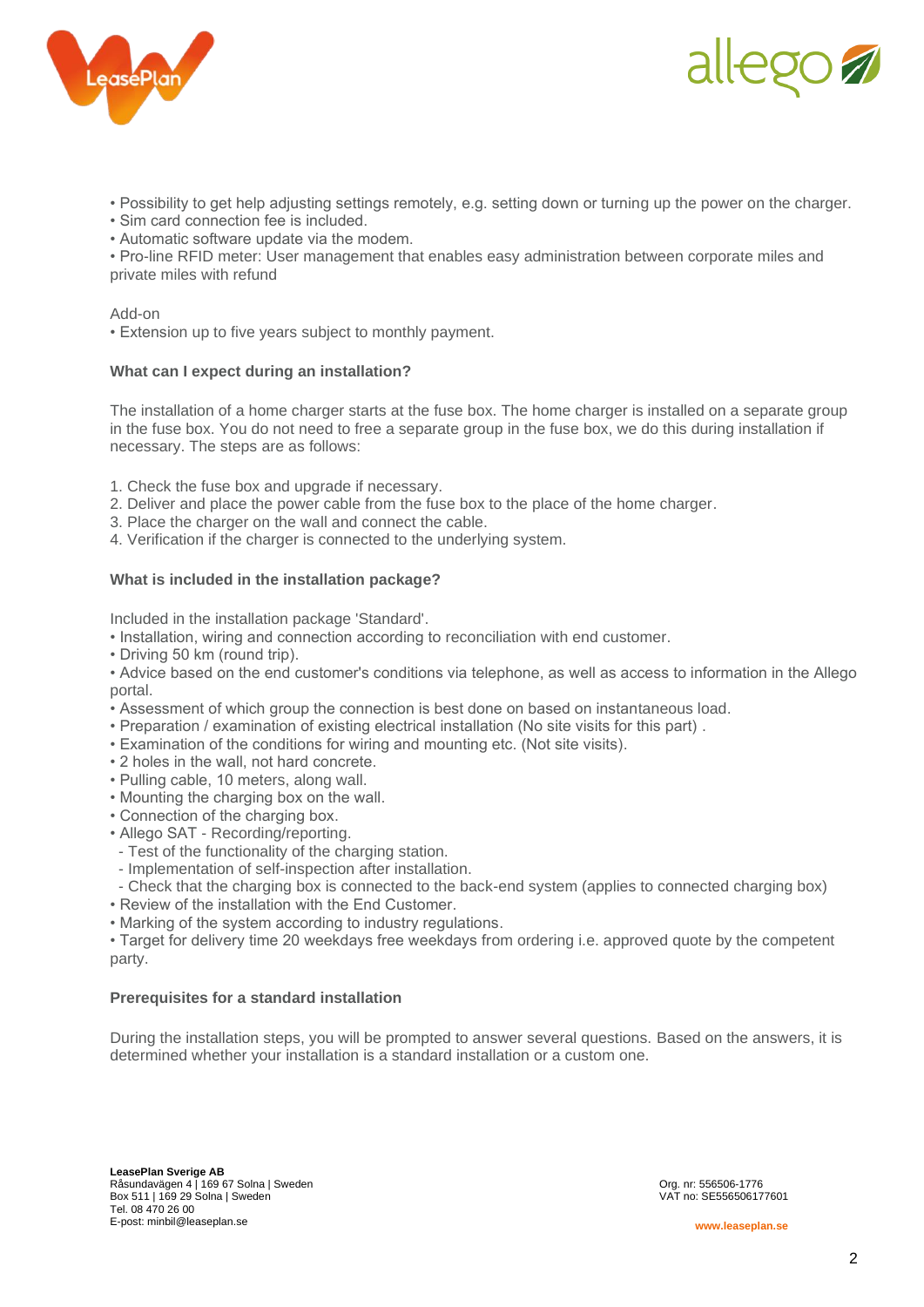• Possibility to get help adjusting settings remotely, e.g. setting down or turning up the power on the charger.
• Sim card connection fee is included.
• Automatic software update via the modem.
• Pro-line RFID meter: User management that enables easy administration between corporate miles and private miles with refund

Add-on
• Extension up to five years subject to monthly payment.

**What can I expect during an installation?**

The installation of a home charger starts at the fuse box. The home charger is installed on a separate group in the fuse box. You do not need to free a separate group in the fuse box, we do this during installation if necessary. The steps are as follows:

1. Check the fuse box and upgrade if necessary.
2. Deliver and place the power cable from the fuse box to the place of the home charger.
3. Place the charger on the wall and connect the cable.
4. Verification if the charger is connected to the underlying system.

**What is included in the installation package?**

Included in the installation package 'Standard'.
• Installation, wiring and connection according to reconciliation with end customer.
• Driving 50 km (round trip).
• Advice based on the end customer's conditions via telephone, as well as access to information in the Allego portal.
• Assessment of which group the connection is best done on based on instantaneous load.
• Preparation / examination of existing electrical installation (No site visits for this part) .
• Examination of the conditions for wiring and mounting etc. (Not site visits).
• 2 holes in the wall, not hard concrete.
• Pulling cable, 10 meters, along wall.
• Mounting the charging box on the wall.
• Connection of the charging box.
• Allego SAT - Recording/reporting.
  - Test of the functionality of the charging station.
  - Implementation of self-inspection after installation.
  - Check that the charging box is connected to the back-end system (applies to connected charging box)
• Review of the installation with the End Customer.
• Marking of the system according to industry regulations.
• Target for delivery time 20 weekdays free weekdays from ordering i.e. approved quote by the competent party.

**Prerequisites for a standard installation**

During the installation steps, you will be prompted to answer several questions. Based on the answers, it is determined whether your installation is a standard installation or a custom one.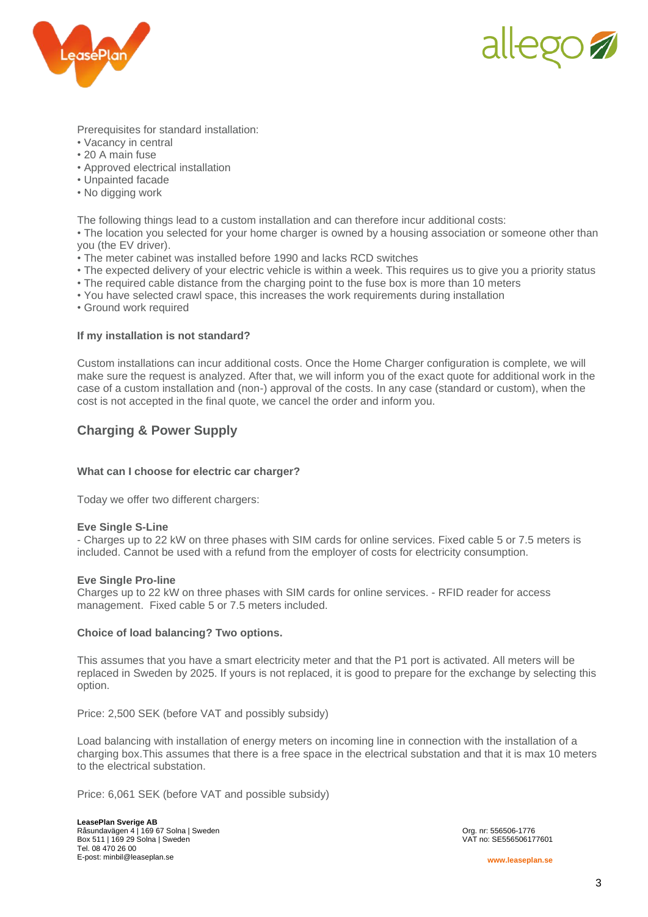Prerequisites for standard installation:

- Vacancy in central
- 20 A main fuse
- Approved electrical installation
- Unpainted facade
- No digging work

The following things lead to a custom installation and can therefore incur additional costs:

- The location you selected for your home charger is owned by a housing association or someone other than you (the EV driver).
- The meter cabinet was installed before 1990 and lacks RCD switches
- The expected delivery of your electric vehicle is within a week. This requires us to give you a priority status
- The required cable distance from the charging point to the fuse box is more than 10 meters
- You have selected crawl space, this increases the work requirements during installation
- Ground work required

**If my installation is not standard?**

Custom installations can incur additional costs. Once the Home Charger configuration is complete, we will make sure the request is analyzed. After that, we will inform you of the exact quote for additional work in the case of a custom installation and (non-) approval of the costs. In any case (standard or custom), when the cost is not accepted in the final quote, we cancel the order and inform you.

## Charging & Power Supply

**What can I choose for electric car charger?**

Today we offer two different chargers:

**Eve Single S-Line**
- Charges up to 22 kW on three phases with SIM cards for online services. Fixed cable 5 or 7.5 meters is included. Cannot be used with a refund from the employer of costs for electricity consumption.

**Eve Single Pro-line**
Charges up to 22 kW on three phases with SIM cards for online services. - RFID reader for access management. Fixed cable 5 or 7.5 meters included.

**Choice of load balancing? Two options.**

This assumes that you have a smart electricity meter and that the P1 port is activated. All meters will be replaced in Sweden by 2025. If yours is not replaced, it is good to prepare for the exchange by selecting this option.

Price: 2,500 SEK (before VAT and possibly subsidy)

Load balancing with installation of energy meters on incoming line in connection with the installation of a charging box.This assumes that there is a free space in the electrical substation and that it is max 10 meters to the electrical substation.

Price: 6,061 SEK (before VAT and possible subsidy)

**LeasePlan Sverige AB**
Råsundavägen 4 | 169 67 Solna | Sweden
Box 511 | 169 29 Solna | Sweden
Tel. 08 470 26 00
E-post: minbil@leaseplan.se

Org. nr: 556506-1776
VAT no: SE556506177601

www.leaseplan.se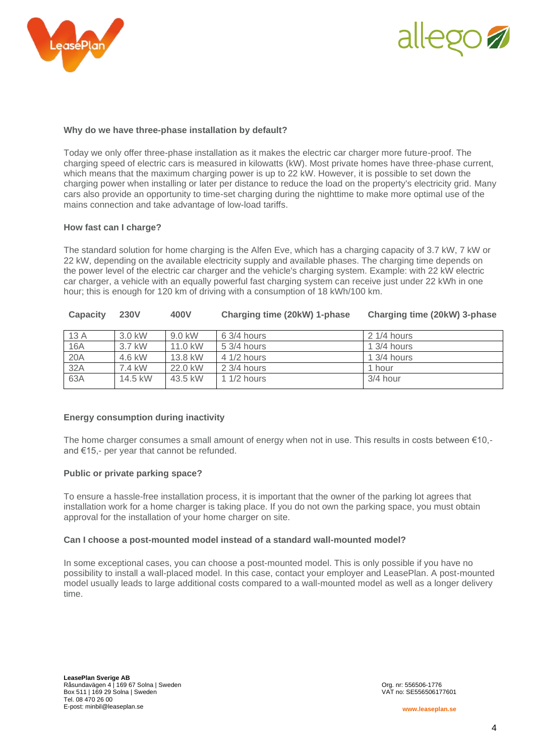### Why do we have three-phase installation by default?

Today we only offer three-phase installation as it makes the electric car charger more future-proof. The charging speed of electric cars is measured in kilowatts (kW). Most private homes have three-phase current, which means that the maximum charging power is up to 22 kW. However, it is possible to set down the charging power when installing or later per distance to reduce the load on the property's electricity grid. Many cars also provide an opportunity to time-set charging during the nighttime to make more optimal use of the mains connection and take advantage of low-load tariffs.

### How fast can I charge?

The standard solution for home charging is the Alfen Eve, which has a charging capacity of 3.7 kW, 7 kW or 22 kW, depending on the available electricity supply and available phases. The charging time depends on the power level of the electric car charger and the vehicle's charging system. Example: with 22 kW electric car charger, a vehicle with an equally powerful fast charging system can receive just under 22 kWh in one hour; this is enough for 120 km of driving with a consumption of 18 kWh/100 km.

| Capacity | 230V | 400V | Charging time (20kW) 1-phase | Charging time (20kW) 3-phase |
|---|---|---|---|---|
| 13 A | 3.0 kW | 9.0 kW | 6 3/4 hours | 2 1/4 hours |
| 16A | 3.7 kW | 11.0 kW | 5 3/4 hours | 1 3/4 hours |
| 20A | 4.6 kW | 13.8 kW | 4 1/2 hours | 1 3/4 hours |
| 32A | 7.4 kW | 22.0 kW | 2 3/4 hours | 1 hour |
| 63A | 14.5 kW | 43.5 kW | 1 1/2 hours | 3/4 hour |

### Energy consumption during inactivity

The home charger consumes a small amount of energy when not in use. This results in costs between €10,- and €15,- per year that cannot be refunded.

### Public or private parking space?

To ensure a hassle-free installation process, it is important that the owner of the parking lot agrees that installation work for a home charger is taking place. If you do not own the parking space, you must obtain approval for the installation of your home charger on site.

### Can I choose a post-mounted model instead of a standard wall-mounted model?

In some exceptional cases, you can choose a post-mounted model. This is only possible if you have no possibility to install a wall-placed model. In this case, contact your employer and LeasePlan. A post-mounted model usually leads to large additional costs compared to a wall-mounted model as well as a longer delivery time.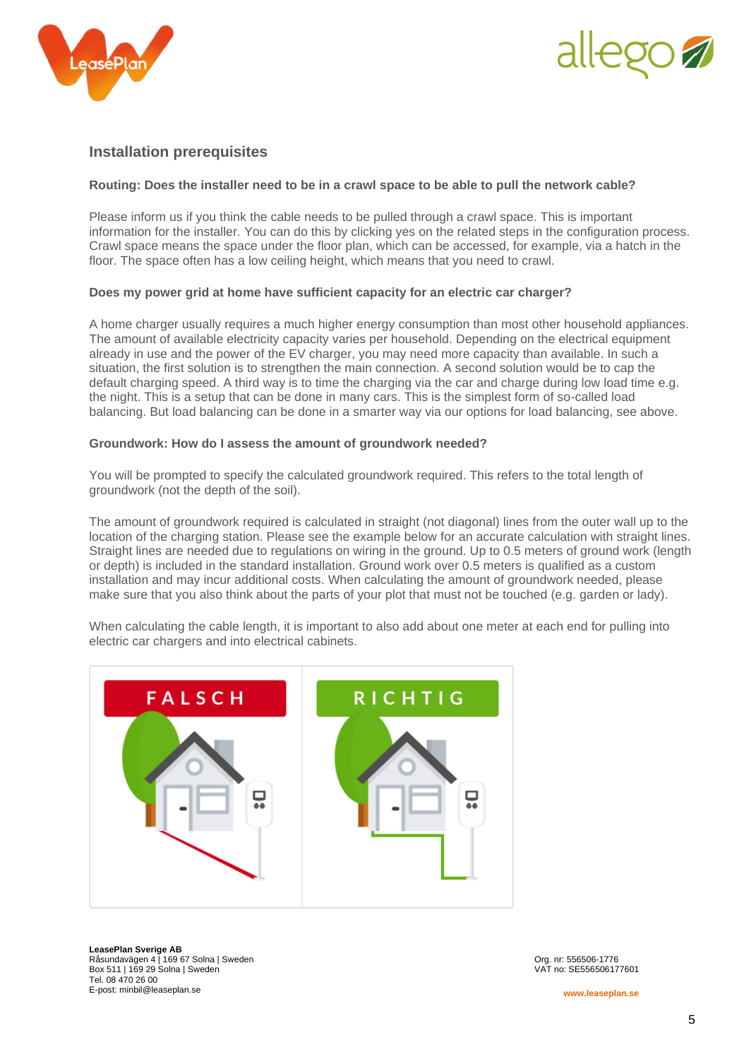## Installation prerequisites

**Routing: Does the installer need to be in a crawl space to be able to pull the network cable?**

Please inform us if you think the cable needs to be pulled through a crawl space. This is important information for the installer. You can do this by clicking yes on the related steps in the configuration process. Crawl space means the space under the floor plan, which can be accessed, for example, via a hatch in the floor. The space often has a low ceiling height, which means that you need to crawl.

**Does my power grid at home have sufficient capacity for an electric car charger?**

A home charger usually requires a much higher energy consumption than most other household appliances. The amount of available electricity capacity varies per household. Depending on the electrical equipment already in use and the power of the EV charger, you may need more capacity than available. In such a situation, the first solution is to strengthen the main connection. A second solution would be to cap the default charging speed. A third way is to time the charging via the car and charge during low load time e.g. the night. This is a setup that can be done in many cars. This is the simplest form of so-called load balancing. But load balancing can be done in a smarter way via our options for load balancing, see above.

**Groundwork: How do I assess the amount of groundwork needed?**

You will be prompted to specify the calculated groundwork required. This refers to the total length of groundwork (not the depth of the soil).

The amount of groundwork required is calculated in straight (not diagonal) lines from the outer wall up to the location of the charging station. Please see the example below for an accurate calculation with straight lines. Straight lines are needed due to regulations on wiring in the ground. Up to 0.5 meters of ground work (length or depth) is included in the standard installation. Ground work over 0.5 meters is qualified as a custom installation and may incur additional costs. When calculating the amount of groundwork needed, please make sure that you also think about the parts of your plot that must not be touched (e.g. garden or lady).

When calculating the cable length, it is important to also add about one meter at each end for pulling into electric car chargers and into electrical cabinets.

FALSCH

RICHTIG

**LeasePlan Sverige AB**
Råsundavägen 4 | 169 67 Solna | Sweden
Box 511 | 169 29 Solna | Sweden
Tel. 08 470 26 00
E-post: minbil@leaseplan.se

Org. nr: 556506-1776
VAT no: SE556506177601

www.leaseplan.se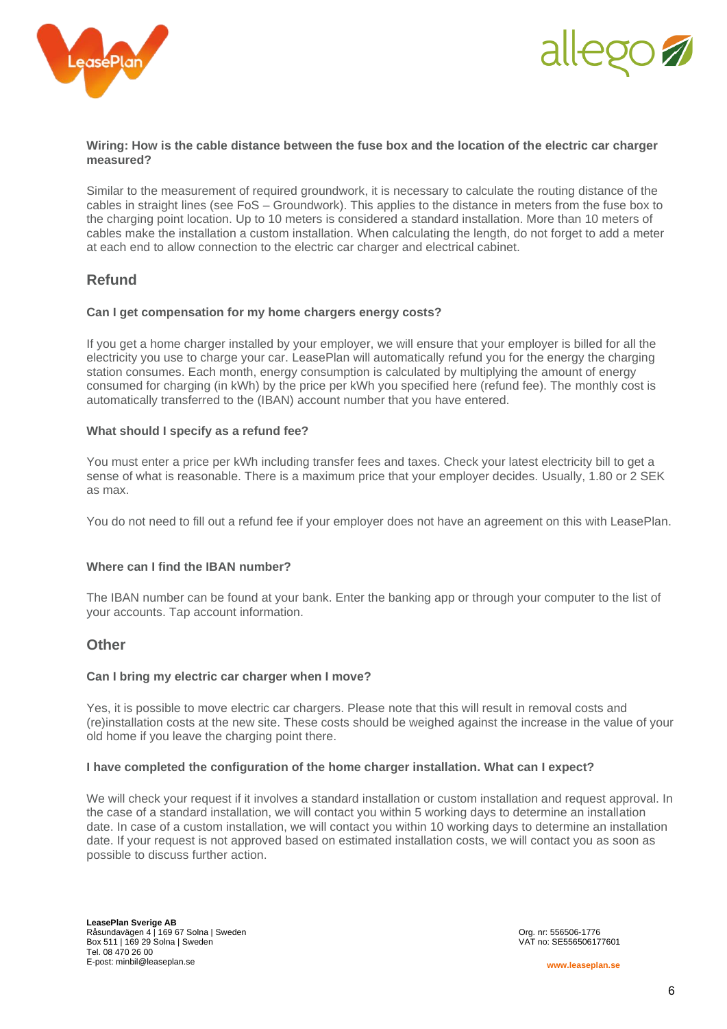**Wiring: How is the cable distance between the fuse box and the location of the electric car charger measured?**

Similar to the measurement of required groundwork, it is necessary to calculate the routing distance of the cables in straight lines (see FoS – Groundwork). This applies to the distance in meters from the fuse box to the charging point location. Up to 10 meters is considered a standard installation. More than 10 meters of cables make the installation a custom installation. When calculating the length, do not forget to add a meter at each end to allow connection to the electric car charger and electrical cabinet.

## Refund

**Can I get compensation for my home chargers energy costs?**

If you get a home charger installed by your employer, we will ensure that your employer is billed for all the electricity you use to charge your car. LeasePlan will automatically refund you for the energy the charging station consumes. Each month, energy consumption is calculated by multiplying the amount of energy consumed for charging (in kWh) by the price per kWh you specified here (refund fee). The monthly cost is automatically transferred to the (IBAN) account number that you have entered.

**What should I specify as a refund fee?**

You must enter a price per kWh including transfer fees and taxes. Check your latest electricity bill to get a sense of what is reasonable. There is a maximum price that your employer decides. Usually, 1.80 or 2 SEK as max.

You do not need to fill out a refund fee if your employer does not have an agreement on this with LeasePlan.

**Where can I find the IBAN number?**

The IBAN number can be found at your bank. Enter the banking app or through your computer to the list of your accounts. Tap account information.

## Other

**Can I bring my electric car charger when I move?**

Yes, it is possible to move electric car chargers. Please note that this will result in removal costs and (re)installation costs at the new site. These costs should be weighed against the increase in the value of your old home if you leave the charging point there.

**I have completed the configuration of the home charger installation. What can I expect?**

We will check your request if it involves a standard installation or custom installation and request approval. In the case of a standard installation, we will contact you within 5 working days to determine an installation date. In case of a custom installation, we will contact you within 10 working days to determine an installation date. If your request is not approved based on estimated installation costs, we will contact you as soon as possible to discuss further action.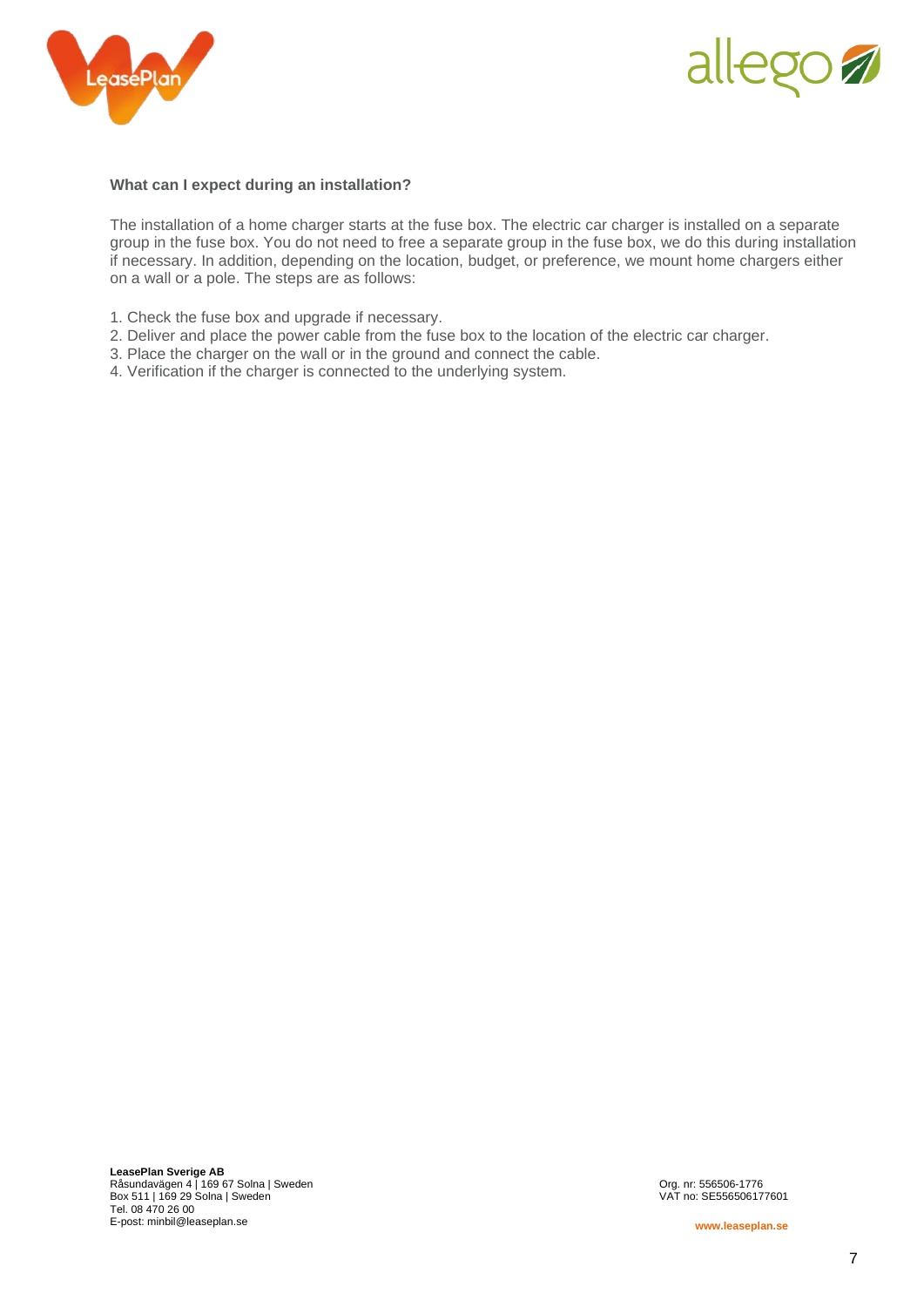**What can I expect during an installation?**

The installation of a home charger starts at the fuse box. The electric car charger is installed on a separate group in the fuse box. You do not need to free a separate group in the fuse box, we do this during installation if necessary. In addition, depending on the location, budget, or preference, we mount home chargers either on a wall or a pole. The steps are as follows:

1. Check the fuse box and upgrade if necessary.
2. Deliver and place the power cable from the fuse box to the location of the electric car charger.
3. Place the charger on the wall or in the ground and connect the cable.
4. Verification if the charger is connected to the underlying system.